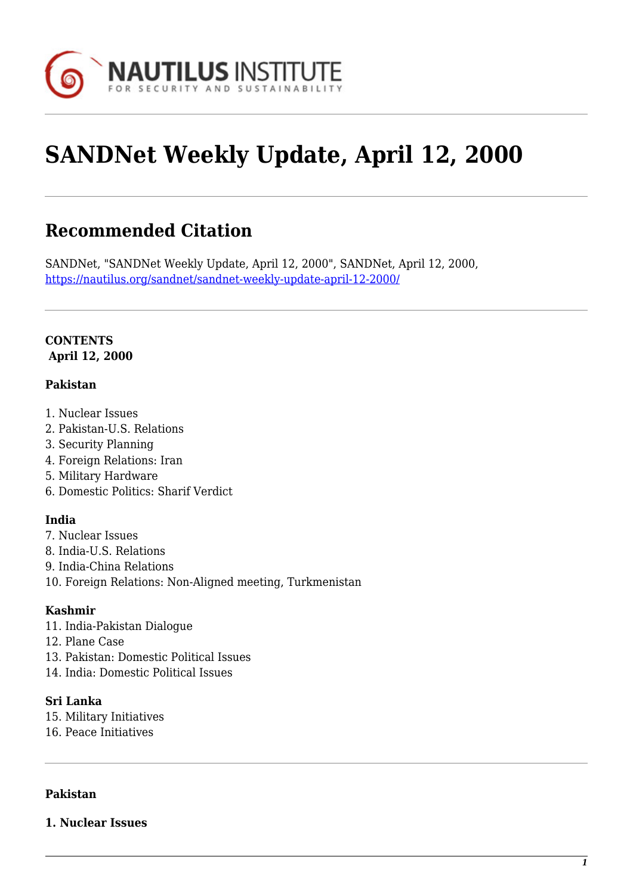# SANDNet Weekly Update, April 12, 2000

## Recommended Citation

SANDNet, "SANDNet Weekly Update, April 12, 2000", SANDNet, April 12, 2000, https://nautilus.org/sandnet/sandnet-weekly-update-april-12-2000/

**CONTENTS**
**April 12, 2000**

**Pakistan**

1. Nuclear Issues
2. Pakistan-U.S. Relations
3. Security Planning
4. Foreign Relations: Iran
5. Military Hardware
6. Domestic Politics: Sharif Verdict

**India**

7. Nuclear Issues
8. India-U.S. Relations
9. India-China Relations
10. Foreign Relations: Non-Aligned meeting, Turkmenistan

**Kashmir**

11. India-Pakistan Dialogue
12. Plane Case
13. Pakistan: Domestic Political Issues
14. India: Domestic Political Issues

**Sri Lanka**

15. Military Initiatives
16. Peace Initiatives

**Pakistan**

**1. Nuclear Issues**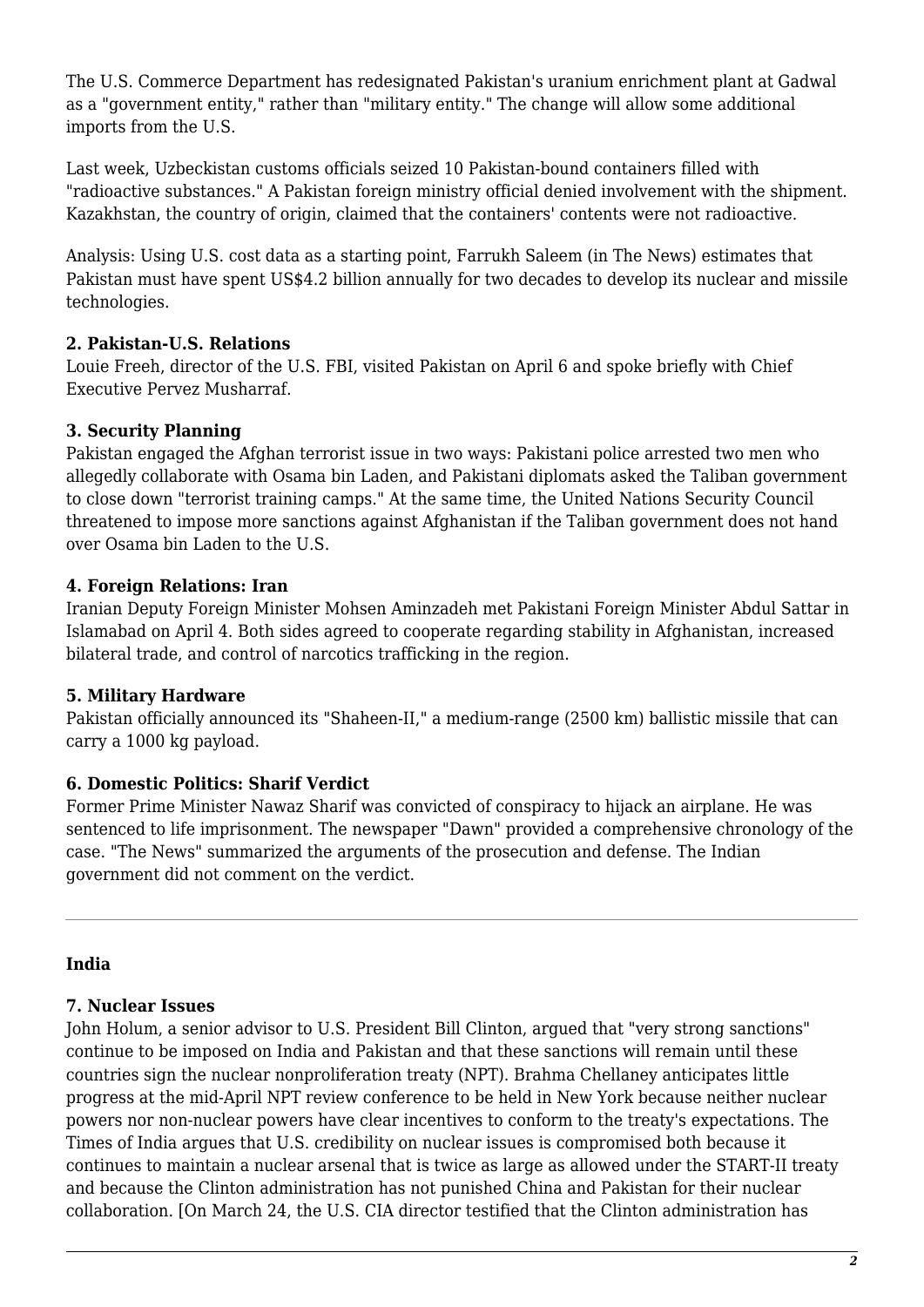The U.S. Commerce Department has redesignated Pakistan's uranium enrichment plant at Gadwal as a "government entity," rather than "military entity." The change will allow some additional imports from the U.S.

Last week, Uzbeckistan customs officials seized 10 Pakistan-bound containers filled with "radioactive substances." A Pakistan foreign ministry official denied involvement with the shipment. Kazakhstan, the country of origin, claimed that the containers' contents were not radioactive.

Analysis: Using U.S. cost data as a starting point, Farrukh Saleem (in The News) estimates that Pakistan must have spent US$4.2 billion annually for two decades to develop its nuclear and missile technologies.

**2. Pakistan-U.S. Relations**
Louie Freeh, director of the U.S. FBI, visited Pakistan on April 6 and spoke briefly with Chief Executive Pervez Musharraf.

**3. Security Planning**
Pakistan engaged the Afghan terrorist issue in two ways: Pakistani police arrested two men who allegedly collaborate with Osama bin Laden, and Pakistani diplomats asked the Taliban government to close down "terrorist training camps." At the same time, the United Nations Security Council threatened to impose more sanctions against Afghanistan if the Taliban government does not hand over Osama bin Laden to the U.S.

**4. Foreign Relations: Iran**
Iranian Deputy Foreign Minister Mohsen Aminzadeh met Pakistani Foreign Minister Abdul Sattar in Islamabad on April 4. Both sides agreed to cooperate regarding stability in Afghanistan, increased bilateral trade, and control of narcotics trafficking in the region.

**5. Military Hardware**
Pakistan officially announced its "Shaheen-II," a medium-range (2500 km) ballistic missile that can carry a 1000 kg payload.

**6. Domestic Politics: Sharif Verdict**
Former Prime Minister Nawaz Sharif was convicted of conspiracy to hijack an airplane. He was sentenced to life imprisonment. The newspaper "Dawn" provided a comprehensive chronology of the case. "The News" summarized the arguments of the prosecution and defense. The Indian government did not comment on the verdict.

---

**India**

**7. Nuclear Issues**
John Holum, a senior advisor to U.S. President Bill Clinton, argued that "very strong sanctions" continue to be imposed on India and Pakistan and that these sanctions will remain until these countries sign the nuclear nonproliferation treaty (NPT). Brahma Chellaney anticipates little progress at the mid-April NPT review conference to be held in New York because neither nuclear powers nor non-nuclear powers have clear incentives to conform to the treaty's expectations. The Times of India argues that U.S. credibility on nuclear issues is compromised both because it continues to maintain a nuclear arsenal that is twice as large as allowed under the START-II treaty and because the Clinton administration has not punished China and Pakistan for their nuclear collaboration. [On March 24, the U.S. CIA director testified that the Clinton administration has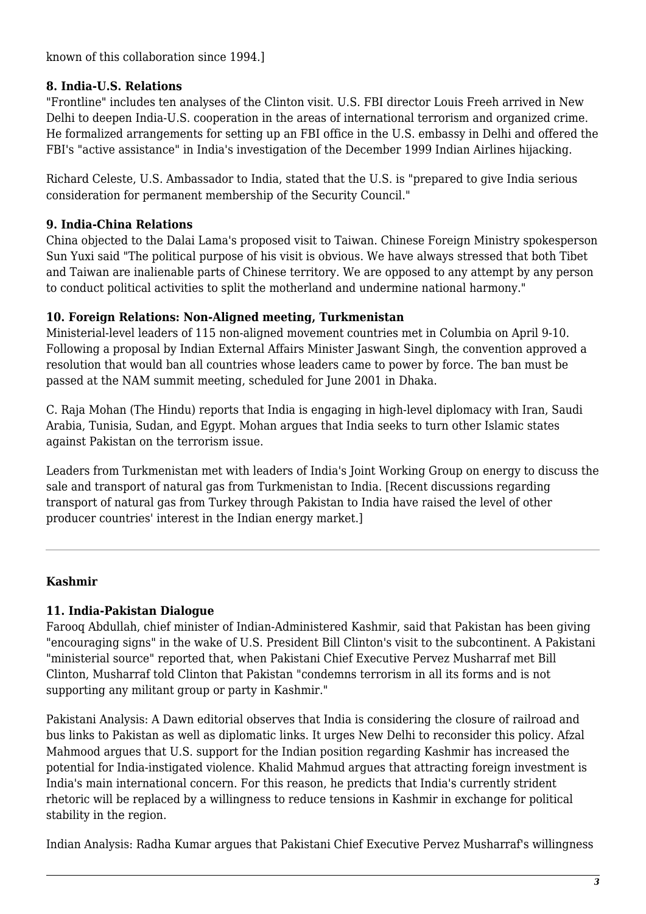known of this collaboration since 1994.]

### 8. India-U.S. Relations

"Frontline" includes ten analyses of the Clinton visit. U.S. FBI director Louis Freeh arrived in New Delhi to deepen India-U.S. cooperation in the areas of international terrorism and organized crime. He formalized arrangements for setting up an FBI office in the U.S. embassy in Delhi and offered the FBI's "active assistance" in India's investigation of the December 1999 Indian Airlines hijacking.

Richard Celeste, U.S. Ambassador to India, stated that the U.S. is "prepared to give India serious consideration for permanent membership of the Security Council."

### 9. India-China Relations

China objected to the Dalai Lama's proposed visit to Taiwan. Chinese Foreign Ministry spokesperson Sun Yuxi said "The political purpose of his visit is obvious. We have always stressed that both Tibet and Taiwan are inalienable parts of Chinese territory. We are opposed to any attempt by any person to conduct political activities to split the motherland and undermine national harmony."

### 10. Foreign Relations: Non-Aligned meeting, Turkmenistan

Ministerial-level leaders of 115 non-aligned movement countries met in Columbia on April 9-10. Following a proposal by Indian External Affairs Minister Jaswant Singh, the convention approved a resolution that would ban all countries whose leaders came to power by force. The ban must be passed at the NAM summit meeting, scheduled for June 2001 in Dhaka.

C. Raja Mohan (The Hindu) reports that India is engaging in high-level diplomacy with Iran, Saudi Arabia, Tunisia, Sudan, and Egypt. Mohan argues that India seeks to turn other Islamic states against Pakistan on the terrorism issue.

Leaders from Turkmenistan met with leaders of India's Joint Working Group on energy to discuss the sale and transport of natural gas from Turkmenistan to India. [Recent discussions regarding transport of natural gas from Turkey through Pakistan to India have raised the level of other producer countries' interest in the Indian energy market.]

---

## Kashmir

### 11. India-Pakistan Dialogue

Farooq Abdullah, chief minister of Indian-Administered Kashmir, said that Pakistan has been giving "encouraging signs" in the wake of U.S. President Bill Clinton's visit to the subcontinent. A Pakistani "ministerial source" reported that, when Pakistani Chief Executive Pervez Musharraf met Bill Clinton, Musharraf told Clinton that Pakistan "condemns terrorism in all its forms and is not supporting any militant group or party in Kashmir."

Pakistani Analysis: A Dawn editorial observes that India is considering the closure of railroad and bus links to Pakistan as well as diplomatic links. It urges New Delhi to reconsider this policy. Afzal Mahmood argues that U.S. support for the Indian position regarding Kashmir has increased the potential for India-instigated violence. Khalid Mahmud argues that attracting foreign investment is India's main international concern. For this reason, he predicts that India's currently strident rhetoric will be replaced by a willingness to reduce tensions in Kashmir in exchange for political stability in the region.

Indian Analysis: Radha Kumar argues that Pakistani Chief Executive Pervez Musharraf's willingness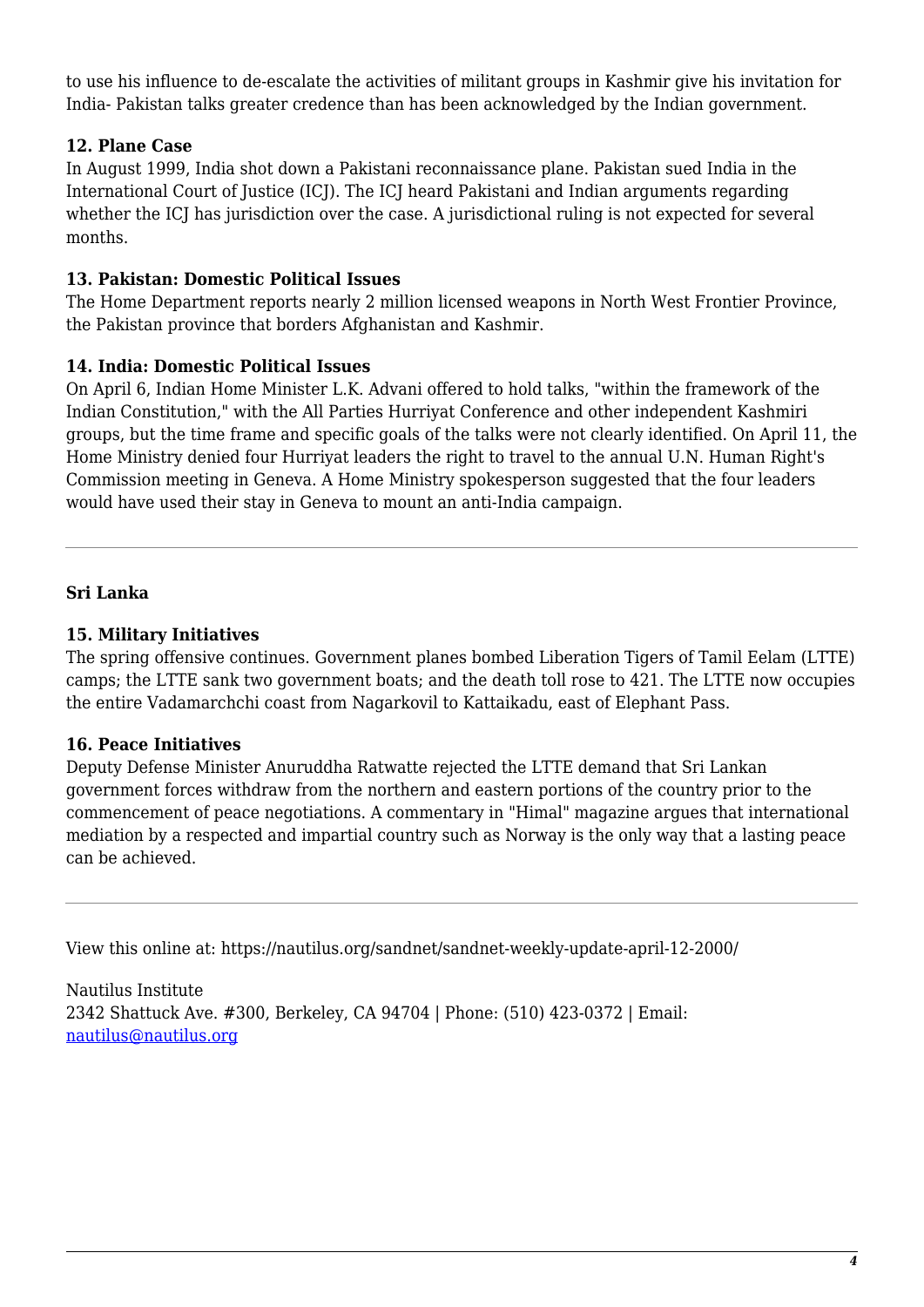to use his influence to de-escalate the activities of militant groups in Kashmir give his invitation for India- Pakistan talks greater credence than has been acknowledged by the Indian government.

### 12. Plane Case

In August 1999, India shot down a Pakistani reconnaissance plane. Pakistan sued India in the International Court of Justice (ICJ). The ICJ heard Pakistani and Indian arguments regarding whether the ICJ has jurisdiction over the case. A jurisdictional ruling is not expected for several months.

### 13. Pakistan: Domestic Political Issues

The Home Department reports nearly 2 million licensed weapons in North West Frontier Province, the Pakistan province that borders Afghanistan and Kashmir.

### 14. India: Domestic Political Issues

On April 6, Indian Home Minister L.K. Advani offered to hold talks, "within the framework of the Indian Constitution," with the All Parties Hurriyat Conference and other independent Kashmiri groups, but the time frame and specific goals of the talks were not clearly identified. On April 11, the Home Ministry denied four Hurriyat leaders the right to travel to the annual U.N. Human Right's Commission meeting in Geneva. A Home Ministry spokesperson suggested that the four leaders would have used their stay in Geneva to mount an anti-India campaign.

---

## Sri Lanka

### 15. Military Initiatives

The spring offensive continues. Government planes bombed Liberation Tigers of Tamil Eelam (LTTE) camps; the LTTE sank two government boats; and the death toll rose to 421. The LTTE now occupies the entire Vadamarchchi coast from Nagarkovil to Kattaikadu, east of Elephant Pass.

### 16. Peace Initiatives

Deputy Defense Minister Anuruddha Ratwatte rejected the LTTE demand that Sri Lankan government forces withdraw from the northern and eastern portions of the country prior to the commencement of peace negotiations. A commentary in "Himal" magazine argues that international mediation by a respected and impartial country such as Norway is the only way that a lasting peace can be achieved.

---

View this online at: https://nautilus.org/sandnet/sandnet-weekly-update-april-12-2000/

Nautilus Institute
2342 Shattuck Ave. #300, Berkeley, CA 94704 | Phone: (510) 423-0372 | Email: nautilus@nautilus.org